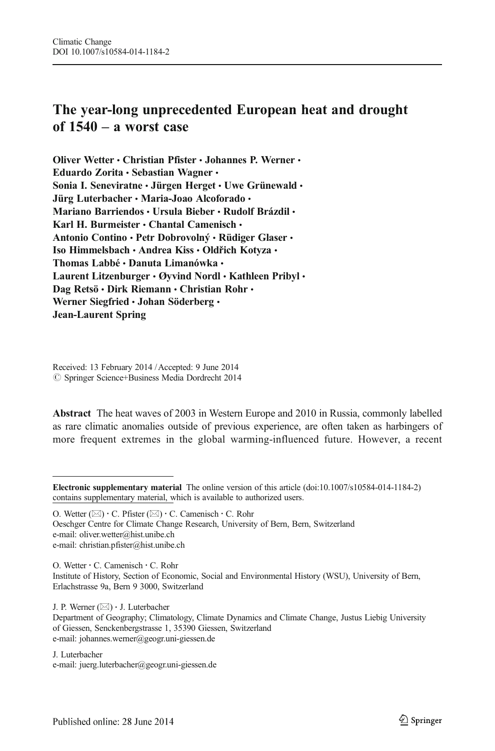Climatic Change
DOI 10.1007/s10584-014-1184-2

# The year-long unprecedented European heat and drought of 1540 – a worst case

**Oliver Wetter · Christian Pfister · Johannes P. Werner · Eduardo Zorita · Sebastian Wagner · Sonia I. Seneviratne · Jürgen Herget · Uwe Grünewald · Jürg Luterbacher · Maria-Joao Alcoforado · Mariano Barriendos · Ursula Bieber · Rudolf Brázdil · Karl H. Burmeister · Chantal Camenisch · Antonio Contino · Petr Dobrovolný · Rüdiger Glaser · Iso Himmelsbach · Andrea Kiss · Oldřich Kotyza · Thomas Labbé · Danuta Limanówka · Laurent Litzenburger · Øyvind Nordl · Kathleen Pribyl · Dag Retsö · Dirk Riemann · Christian Rohr · Werner Siegfried · Johan Söderberg · Jean-Laurent Spring**

Received: 13 February 2014 / Accepted: 9 June 2014
© Springer Science+Business Media Dordrecht 2014

**Abstract** The heat waves of 2003 in Western Europe and 2010 in Russia, commonly labelled as rare climatic anomalies outside of previous experience, are often taken as harbingers of more frequent extremes in the global warming-influenced future. However, a recent

---

**Electronic supplementary material** The online version of this article (doi:10.1007/s10584-014-1184-2) contains supplementary material, which is available to authorized users.

O. Wetter (✉) · C. Pfister (✉) · C. Camenisch · C. Rohr
Oeschger Centre for Climate Change Research, University of Bern, Bern, Switzerland
e-mail: oliver.wetter@hist.unibe.ch
e-mail: christian.pfister@hist.unibe.ch

O. Wetter · C. Camenisch · C. Rohr
Institute of History, Section of Economic, Social and Environmental History (WSU), University of Bern, Erlachstrasse 9a, Bern 9 3000, Switzerland

J. P. Werner (✉) · J. Luterbacher
Department of Geography; Climatology, Climate Dynamics and Climate Change, Justus Liebig University of Giessen, Senckenbergstrasse 1, 35390 Giessen, Switzerland
e-mail: johannes.werner@geogr.uni-giessen.de

J. Luterbacher
e-mail: juerg.luterbacher@geogr.uni-giessen.de

Published online: 28 June 2014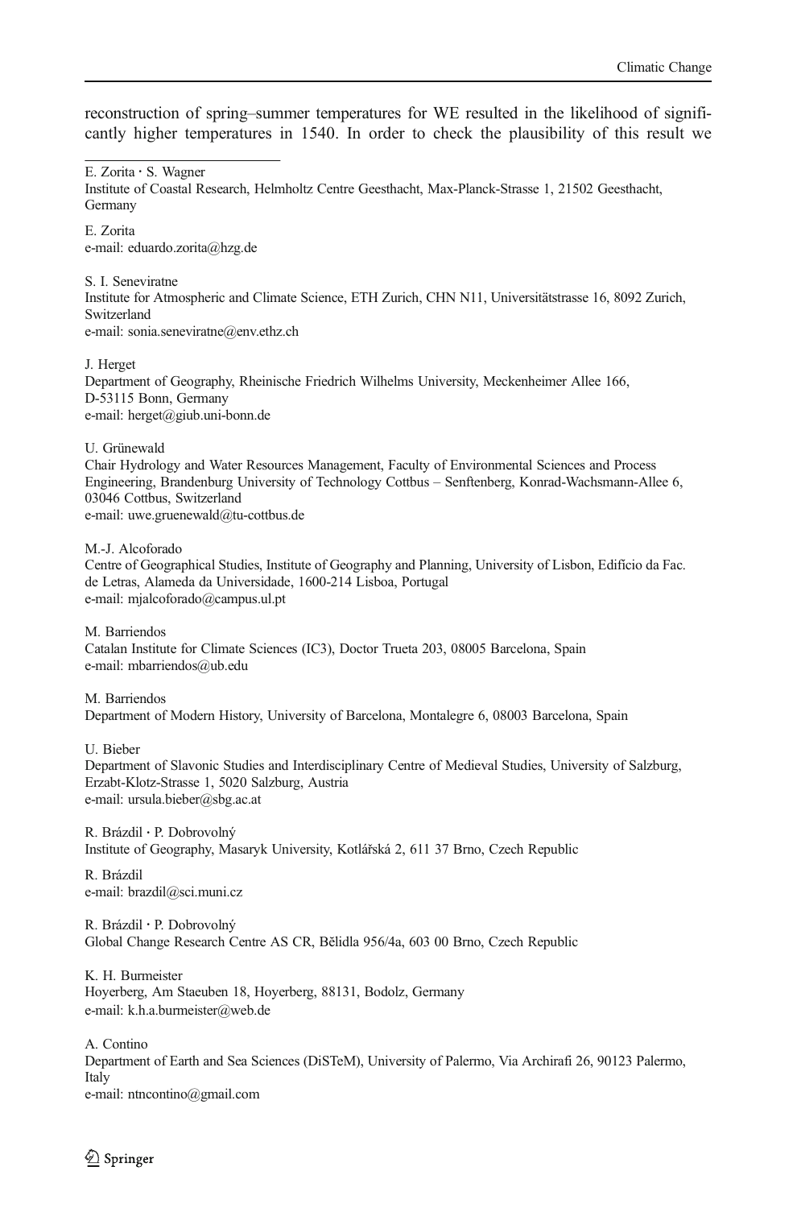reconstruction of spring–summer temperatures for WE resulted in the likelihood of significantly higher temperatures in 1540. In order to check the plausibility of this result we

E. Zorita · S. Wagner
Institute of Coastal Research, Helmholtz Centre Geesthacht, Max-Planck-Strasse 1, 21502 Geesthacht, Germany

E. Zorita
e-mail: eduardo.zorita@hzg.de

S. I. Seneviratne
Institute for Atmospheric and Climate Science, ETH Zurich, CHN N11, Universitätstrasse 16, 8092 Zurich, Switzerland
e-mail: sonia.seneviratne@env.ethz.ch

J. Herget
Department of Geography, Rheinische Friedrich Wilhelms University, Meckenheimer Allee 166, D-53115 Bonn, Germany
e-mail: herget@giub.uni-bonn.de

U. Grünewald
Chair Hydrology and Water Resources Management, Faculty of Environmental Sciences and Process Engineering, Brandenburg University of Technology Cottbus – Senftenberg, Konrad-Wachsmann-Allee 6, 03046 Cottbus, Switzerland
e-mail: uwe.gruenewald@tu-cottbus.de

M.-J. Alcoforado
Centre of Geographical Studies, Institute of Geography and Planning, University of Lisbon, Edifício da Fac. de Letras, Alameda da Universidade, 1600-214 Lisboa, Portugal
e-mail: mjalcoforado@campus.ul.pt

M. Barriendos
Catalan Institute for Climate Sciences (IC3), Doctor Trueta 203, 08005 Barcelona, Spain
e-mail: mbarriendos@ub.edu

M. Barriendos
Department of Modern History, University of Barcelona, Montalegre 6, 08003 Barcelona, Spain

U. Bieber
Department of Slavonic Studies and Interdisciplinary Centre of Medieval Studies, University of Salzburg, Erzabt-Klotz-Strasse 1, 5020 Salzburg, Austria
e-mail: ursula.bieber@sbg.ac.at

R. Brázdil · P. Dobrovolný
Institute of Geography, Masaryk University, Kotlářská 2, 611 37 Brno, Czech Republic

R. Brázdil
e-mail: brazdil@sci.muni.cz

R. Brázdil · P. Dobrovolný
Global Change Research Centre AS CR, Bělidla 956/4a, 603 00 Brno, Czech Republic

K. H. Burmeister
Hoyerberg, Am Staeuben 18, Hoyerberg, 88131, Bodolz, Germany
e-mail: k.h.a.burmeister@web.de

A. Contino
Department of Earth and Sea Sciences (DiSTeM), University of Palermo, Via Archirafi 26, 90123 Palermo, Italy
e-mail: ntncontino@gmail.com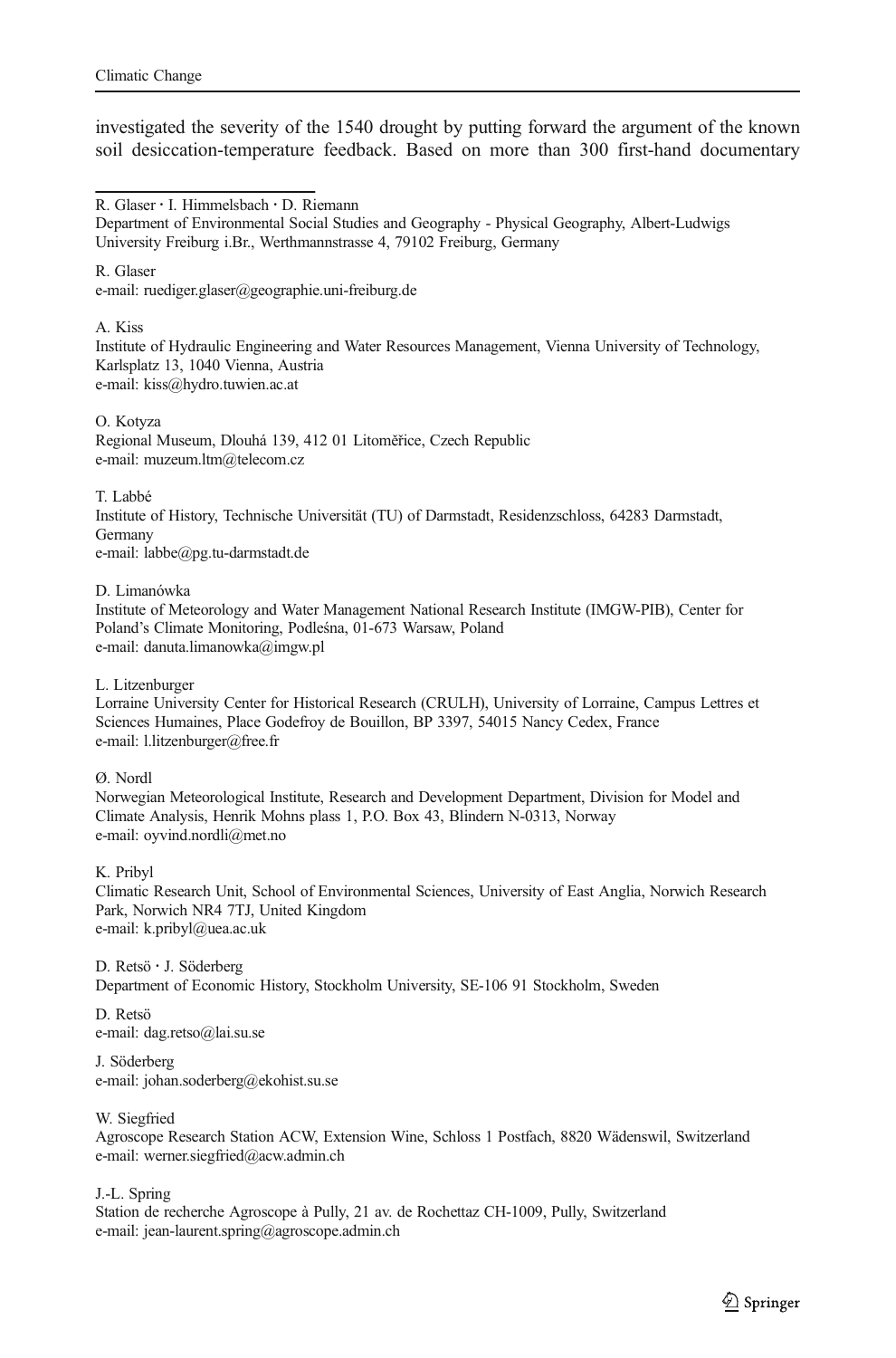investigated the severity of the 1540 drought by putting forward the argument of the known soil desiccation-temperature feedback. Based on more than 300 first-hand documentary

---

R. Glaser · I. Himmelsbach · D. Riemann
Department of Environmental Social Studies and Geography - Physical Geography, Albert-Ludwigs University Freiburg i.Br., Werthmannstrasse 4, 79102 Freiburg, Germany

R. Glaser
e-mail: ruediger.glaser@geographie.uni-freiburg.de

A. Kiss
Institute of Hydraulic Engineering and Water Resources Management, Vienna University of Technology, Karlsplatz 13, 1040 Vienna, Austria
e-mail: kiss@hydro.tuwien.ac.at

O. Kotyza
Regional Museum, Dlouhá 139, 412 01 Litoměřice, Czech Republic
e-mail: muzeum.ltm@telecom.cz

T. Labbé
Institute of History, Technische Universität (TU) of Darmstadt, Residenzschloss, 64283 Darmstadt, Germany
e-mail: labbe@pg.tu-darmstadt.de

D. Limanówka
Institute of Meteorology and Water Management National Research Institute (IMGW-PIB), Center for Poland's Climate Monitoring, Podleśna, 01-673 Warsaw, Poland
e-mail: danuta.limanowka@imgw.pl

L. Litzenburger
Lorraine University Center for Historical Research (CRULH), University of Lorraine, Campus Lettres et Sciences Humaines, Place Godefroy de Bouillon, BP 3397, 54015 Nancy Cedex, France
e-mail: l.litzenburger@free.fr

Ø. Nordl
Norwegian Meteorological Institute, Research and Development Department, Division for Model and Climate Analysis, Henrik Mohns plass 1, P.O. Box 43, Blindern N-0313, Norway
e-mail: oyvind.nordli@met.no

K. Pribyl
Climatic Research Unit, School of Environmental Sciences, University of East Anglia, Norwich Research Park, Norwich NR4 7TJ, United Kingdom
e-mail: k.pribyl@uea.ac.uk

D. Retsö · J. Söderberg
Department of Economic History, Stockholm University, SE-106 91 Stockholm, Sweden

D. Retsö
e-mail: dag.retso@lai.su.se

J. Söderberg
e-mail: johan.soderberg@ekohist.su.se

W. Siegfried
Agroscope Research Station ACW, Extension Wine, Schloss 1 Postfach, 8820 Wädenswil, Switzerland
e-mail: werner.siegfried@acw.admin.ch

J.-L. Spring
Station de recherche Agroscope à Pully, 21 av. de Rochettaz CH-1009, Pully, Switzerland
e-mail: jean-laurent.spring@agroscope.admin.ch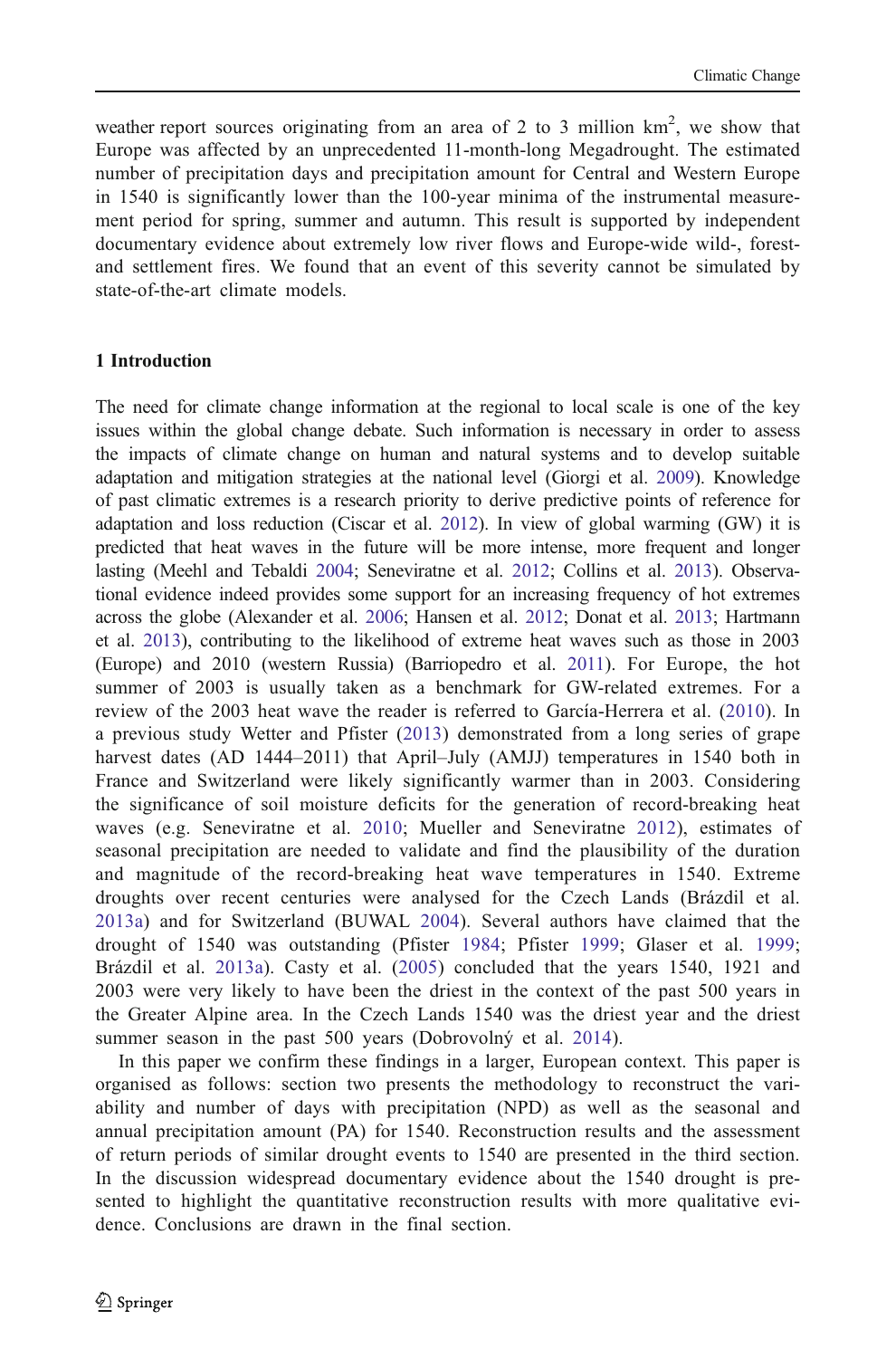weather report sources originating from an area of 2 to 3 million km$^2$, we show that Europe was affected by an unprecedented 11-month-long Megadrought. The estimated number of precipitation days and precipitation amount for Central and Western Europe in 1540 is significantly lower than the 100-year minima of the instrumental measurement period for spring, summer and autumn. This result is supported by independent documentary evidence about extremely low river flows and Europe-wide wild-, forest- and settlement fires. We found that an event of this severity cannot be simulated by state-of-the-art climate models.

## 1 Introduction

The need for climate change information at the regional to local scale is one of the key issues within the global change debate. Such information is necessary in order to assess the impacts of climate change on human and natural systems and to develop suitable adaptation and mitigation strategies at the national level (Giorgi et al. 2009). Knowledge of past climatic extremes is a research priority to derive predictive points of reference for adaptation and loss reduction (Ciscar et al. 2012). In view of global warming (GW) it is predicted that heat waves in the future will be more intense, more frequent and longer lasting (Meehl and Tebaldi 2004; Seneviratne et al. 2012; Collins et al. 2013). Observational evidence indeed provides some support for an increasing frequency of hot extremes across the globe (Alexander et al. 2006; Hansen et al. 2012; Donat et al. 2013; Hartmann et al. 2013), contributing to the likelihood of extreme heat waves such as those in 2003 (Europe) and 2010 (western Russia) (Barriopedro et al. 2011). For Europe, the hot summer of 2003 is usually taken as a benchmark for GW-related extremes. For a review of the 2003 heat wave the reader is referred to García-Herrera et al. (2010). In a previous study Wetter and Pfister (2013) demonstrated from a long series of grape harvest dates (AD 1444–2011) that April–July (AMJJ) temperatures in 1540 both in France and Switzerland were likely significantly warmer than in 2003. Considering the significance of soil moisture deficits for the generation of record-breaking heat waves (e.g. Seneviratne et al. 2010; Mueller and Seneviratne 2012), estimates of seasonal precipitation are needed to validate and find the plausibility of the duration and magnitude of the record-breaking heat wave temperatures in 1540. Extreme droughts over recent centuries were analysed for the Czech Lands (Brázdil et al. 2013a) and for Switzerland (BUWAL 2004). Several authors have claimed that the drought of 1540 was outstanding (Pfister 1984; Pfister 1999; Glaser et al. 1999; Brázdil et al. 2013a). Casty et al. (2005) concluded that the years 1540, 1921 and 2003 were very likely to have been the driest in the context of the past 500 years in the Greater Alpine area. In the Czech Lands 1540 was the driest year and the driest summer season in the past 500 years (Dobrovolný et al. 2014).

In this paper we confirm these findings in a larger, European context. This paper is organised as follows: section two presents the methodology to reconstruct the variability and number of days with precipitation (NPD) as well as the seasonal and annual precipitation amount (PA) for 1540. Reconstruction results and the assessment of return periods of similar drought events to 1540 are presented in the third section. In the discussion widespread documentary evidence about the 1540 drought is presented to highlight the quantitative reconstruction results with more qualitative evidence. Conclusions are drawn in the final section.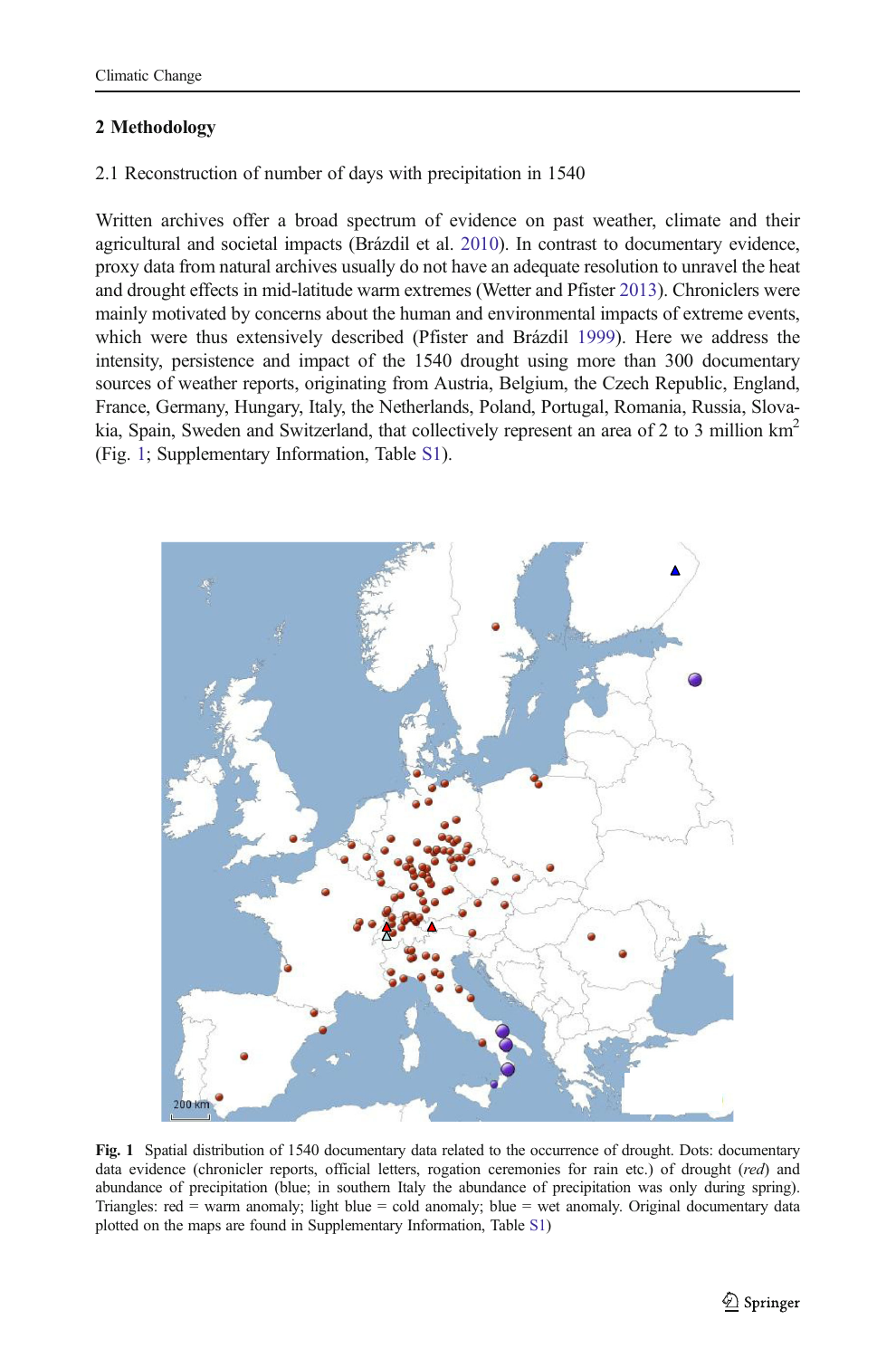## 2 Methodology

### 2.1 Reconstruction of number of days with precipitation in 1540

Written archives offer a broad spectrum of evidence on past weather, climate and their agricultural and societal impacts (Brázdil et al. 2010). In contrast to documentary evidence, proxy data from natural archives usually do not have an adequate resolution to unravel the heat and drought effects in mid-latitude warm extremes (Wetter and Pfister 2013). Chroniclers were mainly motivated by concerns about the human and environmental impacts of extreme events, which were thus extensively described (Pfister and Brázdil 1999). Here we address the intensity, persistence and impact of the 1540 drought using more than 300 documentary sources of weather reports, originating from Austria, Belgium, the Czech Republic, England, France, Germany, Hungary, Italy, the Netherlands, Poland, Portugal, Romania, Russia, Slovakia, Spain, Sweden and Switzerland, that collectively represent an area of 2 to 3 million km$^2$ (Fig. 1; Supplementary Information, Table S1).

**Fig. 1** Spatial distribution of 1540 documentary data related to the occurrence of drought. Dots: documentary data evidence (chronicler reports, official letters, rogation ceremonies for rain etc.) of drought (*red*) and abundance of precipitation (blue; in southern Italy the abundance of precipitation was only during spring). Triangles: red = warm anomaly; light blue = cold anomaly; blue = wet anomaly. Original documentary data plotted on the maps are found in Supplementary Information, Table S1)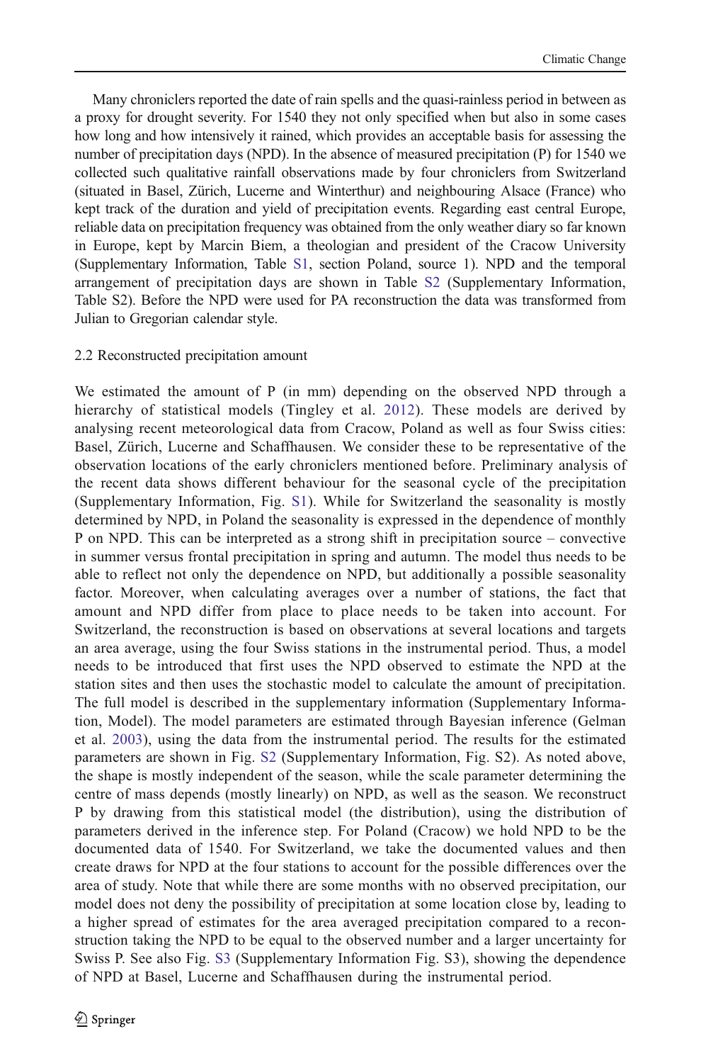Many chroniclers reported the date of rain spells and the quasi-rainless period in between as a proxy for drought severity. For 1540 they not only specified when but also in some cases how long and how intensively it rained, which provides an acceptable basis for assessing the number of precipitation days (NPD). In the absence of measured precipitation (P) for 1540 we collected such qualitative rainfall observations made by four chroniclers from Switzerland (situated in Basel, Zürich, Lucerne and Winterthur) and neighbouring Alsace (France) who kept track of the duration and yield of precipitation events. Regarding east central Europe, reliable data on precipitation frequency was obtained from the only weather diary so far known in Europe, kept by Marcin Biem, a theologian and president of the Cracow University (Supplementary Information, Table S1, section Poland, source 1). NPD and the temporal arrangement of precipitation days are shown in Table S2 (Supplementary Information, Table S2). Before the NPD were used for PA reconstruction the data was transformed from Julian to Gregorian calendar style.

## 2.2 Reconstructed precipitation amount

We estimated the amount of P (in mm) depending on the observed NPD through a hierarchy of statistical models (Tingley et al. 2012). These models are derived by analysing recent meteorological data from Cracow, Poland as well as four Swiss cities: Basel, Zürich, Lucerne and Schaffhausen. We consider these to be representative of the observation locations of the early chroniclers mentioned before. Preliminary analysis of the recent data shows different behaviour for the seasonal cycle of the precipitation (Supplementary Information, Fig. S1). While for Switzerland the seasonality is mostly determined by NPD, in Poland the seasonality is expressed in the dependence of monthly P on NPD. This can be interpreted as a strong shift in precipitation source – convective in summer versus frontal precipitation in spring and autumn. The model thus needs to be able to reflect not only the dependence on NPD, but additionally a possible seasonality factor. Moreover, when calculating averages over a number of stations, the fact that amount and NPD differ from place to place needs to be taken into account. For Switzerland, the reconstruction is based on observations at several locations and targets an area average, using the four Swiss stations in the instrumental period. Thus, a model needs to be introduced that first uses the NPD observed to estimate the NPD at the station sites and then uses the stochastic model to calculate the amount of precipitation. The full model is described in the supplementary information (Supplementary Information, Model). The model parameters are estimated through Bayesian inference (Gelman et al. 2003), using the data from the instrumental period. The results for the estimated parameters are shown in Fig. S2 (Supplementary Information, Fig. S2). As noted above, the shape is mostly independent of the season, while the scale parameter determining the centre of mass depends (mostly linearly) on NPD, as well as the season. We reconstruct P by drawing from this statistical model (the distribution), using the distribution of parameters derived in the inference step. For Poland (Cracow) we hold NPD to be the documented data of 1540. For Switzerland, we take the documented values and then create draws for NPD at the four stations to account for the possible differences over the area of study. Note that while there are some months with no observed precipitation, our model does not deny the possibility of precipitation at some location close by, leading to a higher spread of estimates for the area averaged precipitation compared to a reconstruction taking the NPD to be equal to the observed number and a larger uncertainty for Swiss P. See also Fig. S3 (Supplementary Information Fig. S3), showing the dependence of NPD at Basel, Lucerne and Schaffhausen during the instrumental period.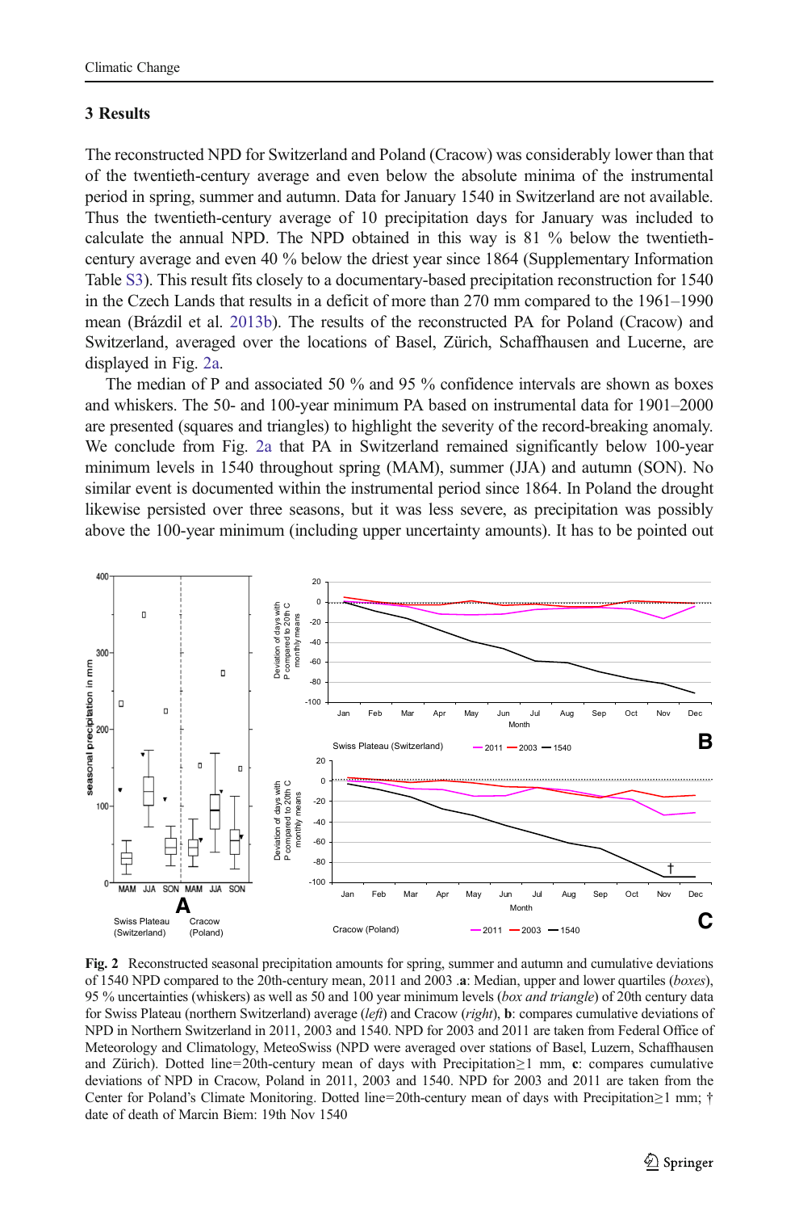## 3 Results

The reconstructed NPD for Switzerland and Poland (Cracow) was considerably lower than that of the twentieth-century average and even below the absolute minima of the instrumental period in spring, summer and autumn. Data for January 1540 in Switzerland are not available. Thus the twentieth-century average of 10 precipitation days for January was included to calculate the annual NPD. The NPD obtained in this way is 81 % below the twentieth-century average and even 40 % below the driest year since 1864 (Supplementary Information Table S3). This result fits closely to a documentary-based precipitation reconstruction for 1540 in the Czech Lands that results in a deficit of more than 270 mm compared to the 1961–1990 mean (Brázdil et al. 2013b). The results of the reconstructed PA for Poland (Cracow) and Switzerland, averaged over the locations of Basel, Zürich, Schaffhausen and Lucerne, are displayed in Fig. 2a.

The median of P and associated 50 % and 95 % confidence intervals are shown as boxes and whiskers. The 50- and 100-year minimum PA based on instrumental data for 1901–2000 are presented (squares and triangles) to highlight the severity of the record-breaking anomaly. We conclude from Fig. 2a that PA in Switzerland remained significantly below 100-year minimum levels in 1540 throughout spring (MAM), summer (JJA) and autumn (SON). No similar event is documented within the instrumental period since 1864. In Poland the drought likewise persisted over three seasons, but it was less severe, as precipitation was possibly above the 100-year minimum (including upper uncertainty amounts). It has to be pointed out

**Fig. 2** Reconstructed seasonal precipitation amounts for spring, summer and autumn and cumulative deviations of 1540 NPD compared to the 20th-century mean, 2011 and 2003 .**a**: Median, upper and lower quartiles (*boxes*), 95 % uncertainties (whiskers) as well as 50 and 100 year minimum levels (*box and triangle*) of 20th century data for Swiss Plateau (northern Switzerland) average (*left*) and Cracow (*right*), **b**: compares cumulative deviations of NPD in Northern Switzerland in 2011, 2003 and 1540. NPD for 2003 and 2011 are taken from Federal Office of Meteorology and Climatology, MeteoSwiss (NPD were averaged over stations of Basel, Luzern, Schaffhausen and Zürich). Dotted line=20th-century mean of days with Precipitation≥1 mm, **c**: compares cumulative deviations of NPD in Cracow, Poland in 2011, 2003 and 1540. NPD for 2003 and 2011 are taken from the Center for Poland's Climate Monitoring. Dotted line=20th-century mean of days with Precipitation≥1 mm; † date of death of Marcin Biem: 19th Nov 1540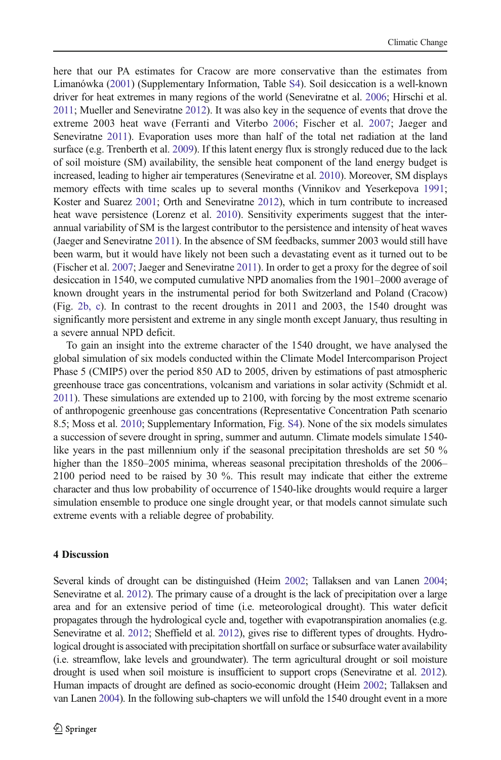here that our PA estimates for Cracow are more conservative than the estimates from Limanówka (2001) (Supplementary Information, Table S4). Soil desiccation is a well-known driver for heat extremes in many regions of the world (Seneviratne et al. 2006; Hirschi et al. 2011; Mueller and Seneviratne 2012). It was also key in the sequence of events that drove the extreme 2003 heat wave (Ferranti and Viterbo 2006; Fischer et al. 2007; Jaeger and Seneviratne 2011). Evaporation uses more than half of the total net radiation at the land surface (e.g. Trenberth et al. 2009). If this latent energy flux is strongly reduced due to the lack of soil moisture (SM) availability, the sensible heat component of the land energy budget is increased, leading to higher air temperatures (Seneviratne et al. 2010). Moreover, SM displays memory effects with time scales up to several months (Vinnikov and Yeserkepova 1991; Koster and Suarez 2001; Orth and Seneviratne 2012), which in turn contribute to increased heat wave persistence (Lorenz et al. 2010). Sensitivity experiments suggest that the inter-annual variability of SM is the largest contributor to the persistence and intensity of heat waves (Jaeger and Seneviratne 2011). In the absence of SM feedbacks, summer 2003 would still have been warm, but it would have likely not been such a devastating event as it turned out to be (Fischer et al. 2007; Jaeger and Seneviratne 2011). In order to get a proxy for the degree of soil desiccation in 1540, we computed cumulative NPD anomalies from the 1901–2000 average of known drought years in the instrumental period for both Switzerland and Poland (Cracow) (Fig. 2b, c). In contrast to the recent droughts in 2011 and 2003, the 1540 drought was significantly more persistent and extreme in any single month except January, thus resulting in a severe annual NPD deficit.

To gain an insight into the extreme character of the 1540 drought, we have analysed the global simulation of six models conducted within the Climate Model Intercomparison Project Phase 5 (CMIP5) over the period 850 AD to 2005, driven by estimations of past atmospheric greenhouse trace gas concentrations, volcanism and variations in solar activity (Schmidt et al. 2011). These simulations are extended up to 2100, with forcing by the most extreme scenario of anthropogenic greenhouse gas concentrations (Representative Concentration Path scenario 8.5; Moss et al. 2010; Supplementary Information, Fig. S4). None of the six models simulates a succession of severe drought in spring, summer and autumn. Climate models simulate 1540-like years in the past millennium only if the seasonal precipitation thresholds are set 50 % higher than the 1850–2005 minima, whereas seasonal precipitation thresholds of the 2006–2100 period need to be raised by 30 %. This result may indicate that either the extreme character and thus low probability of occurrence of 1540-like droughts would require a larger simulation ensemble to produce one single drought year, or that models cannot simulate such extreme events with a reliable degree of probability.

## 4 Discussion

Several kinds of drought can be distinguished (Heim 2002; Tallaksen and van Lanen 2004; Seneviratne et al. 2012). The primary cause of a drought is the lack of precipitation over a large area and for an extensive period of time (i.e. meteorological drought). This water deficit propagates through the hydrological cycle and, together with evapotranspiration anomalies (e.g. Seneviratne et al. 2012; Sheffield et al. 2012), gives rise to different types of droughts. Hydrological drought is associated with precipitation shortfall on surface or subsurface water availability (i.e. streamflow, lake levels and groundwater). The term agricultural drought or soil moisture drought is used when soil moisture is insufficient to support crops (Seneviratne et al. 2012). Human impacts of drought are defined as socio-economic drought (Heim 2002; Tallaksen and van Lanen 2004). In the following sub-chapters we will unfold the 1540 drought event in a more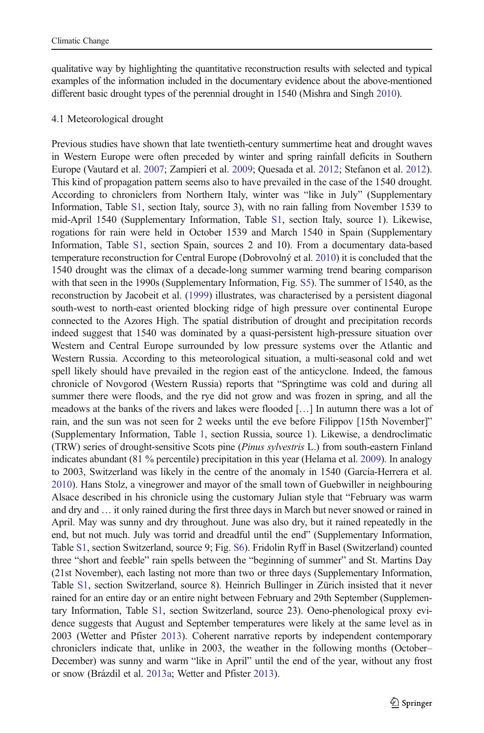qualitative way by highlighting the quantitative reconstruction results with selected and typical examples of the information included in the documentary evidence about the above-mentioned different basic drought types of the perennial drought in 1540 (Mishra and Singh 2010).

### 4.1 Meteorological drought

Previous studies have shown that late twentieth-century summertime heat and drought waves in Western Europe were often preceded by winter and spring rainfall deficits in Southern Europe (Vautard et al. 2007; Zampieri et al. 2009; Quesada et al. 2012; Stefanon et al. 2012). This kind of propagation pattern seems also to have prevailed in the case of the 1540 drought. According to chroniclers from Northern Italy, winter was "like in July" (Supplementary Information, Table S1, section Italy, source 3), with no rain falling from November 1539 to mid-April 1540 (Supplementary Information, Table S1, section Italy, source 1). Likewise, rogations for rain were held in October 1539 and March 1540 in Spain (Supplementary Information, Table S1, section Spain, sources 2 and 10). From a documentary data-based temperature reconstruction for Central Europe (Dobrovolný et al. 2010) it is concluded that the 1540 drought was the climax of a decade-long summer warming trend bearing comparison with that seen in the 1990s (Supplementary Information, Fig. S5). The summer of 1540, as the reconstruction by Jacobeit et al. (1999) illustrates, was characterised by a persistent diagonal south-west to north-east oriented blocking ridge of high pressure over continental Europe connected to the Azores High. The spatial distribution of drought and precipitation records indeed suggest that 1540 was dominated by a quasi-persistent high-pressure situation over Western and Central Europe surrounded by low pressure systems over the Atlantic and Western Russia. According to this meteorological situation, a multi-seasonal cold and wet spell likely should have prevailed in the region east of the anticyclone. Indeed, the famous chronicle of Novgorod (Western Russia) reports that "Springtime was cold and during all summer there were floods, and the rye did not grow and was frozen in spring, and all the meadows at the banks of the rivers and lakes were flooded […] In autumn there was a lot of rain, and the sun was not seen for 2 weeks until the eve before Filippov [15th November]" (Supplementary Information, Table 1, section Russia, source 1). Likewise, a dendroclimatic (TRW) series of drought-sensitive Scots pine (*Pinus sylvestris* L.) from south-eastern Finland indicates abundant (81 % percentile) precipitation in this year (Helama et al. 2009). In analogy to 2003, Switzerland was likely in the centre of the anomaly in 1540 (García-Herrera et al. 2010). Hans Stolz, a vinegrower and mayor of the small town of Guebwiller in neighbouring Alsace described in his chronicle using the customary Julian style that "February was warm and dry and … it only rained during the first three days in March but never snowed or rained in April. May was sunny and dry throughout. June was also dry, but it rained repeatedly in the end, but not much. July was torrid and dreadful until the end" (Supplementary Information, Table S1, section Switzerland, source 9; Fig. S6). Fridolin Ryff in Basel (Switzerland) counted three "short and feeble" rain spells between the "beginning of summer" and St. Martins Day (21st November), each lasting not more than two or three days (Supplementary Information, Table S1, section Switzerland, source 8). Heinrich Bullinger in Zürich insisted that it never rained for an entire day or an entire night between February and 29th September (Supplementary Information, Table S1, section Switzerland, source 23). Oeno-phenological proxy evidence suggests that August and September temperatures were likely at the same level as in 2003 (Wetter and Pfister 2013). Coherent narrative reports by independent contemporary chroniclers indicate that, unlike in 2003, the weather in the following months (October–December) was sunny and warm "like in April" until the end of the year, without any frost or snow (Brázdil et al. 2013a; Wetter and Pfister 2013).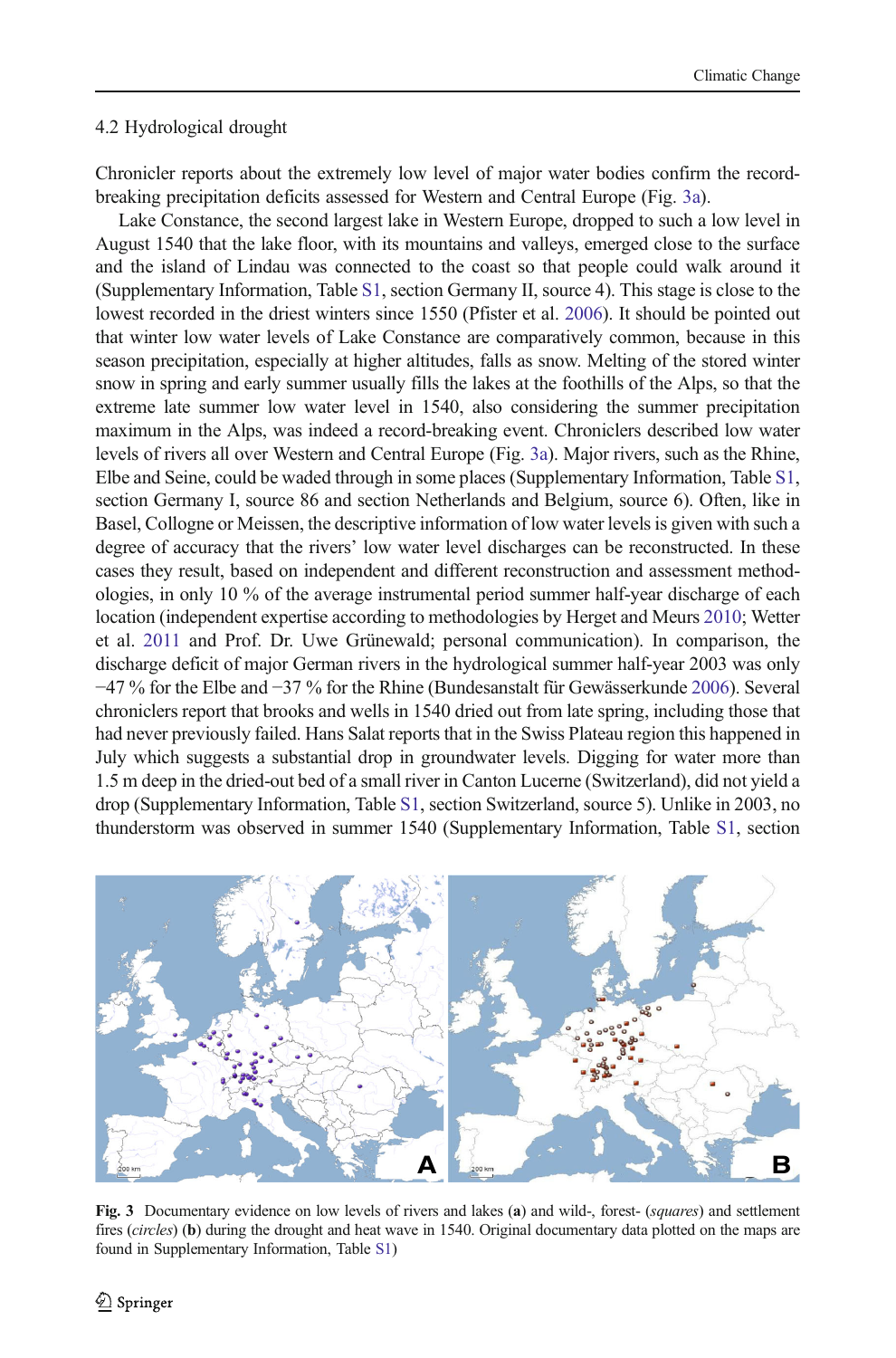### 4.2 Hydrological drought

Chronicler reports about the extremely low level of major water bodies confirm the record-breaking precipitation deficits assessed for Western and Central Europe (Fig. 3a).

Lake Constance, the second largest lake in Western Europe, dropped to such a low level in August 1540 that the lake floor, with its mountains and valleys, emerged close to the surface and the island of Lindau was connected to the coast so that people could walk around it (Supplementary Information, Table S1, section Germany II, source 4). This stage is close to the lowest recorded in the driest winters since 1550 (Pfister et al. 2006). It should be pointed out that winter low water levels of Lake Constance are comparatively common, because in this season precipitation, especially at higher altitudes, falls as snow. Melting of the stored winter snow in spring and early summer usually fills the lakes at the foothills of the Alps, so that the extreme late summer low water level in 1540, also considering the summer precipitation maximum in the Alps, was indeed a record-breaking event. Chroniclers described low water levels of rivers all over Western and Central Europe (Fig. 3a). Major rivers, such as the Rhine, Elbe and Seine, could be waded through in some places (Supplementary Information, Table S1, section Germany I, source 86 and section Netherlands and Belgium, source 6). Often, like in Basel, Collogne or Meissen, the descriptive information of low water levels is given with such a degree of accuracy that the rivers' low water level discharges can be reconstructed. In these cases they result, based on independent and different reconstruction and assessment methodologies, in only 10 % of the average instrumental period summer half-year discharge of each location (independent expertise according to methodologies by Herget and Meurs 2010; Wetter et al. 2011 and Prof. Dr. Uwe Grünewald; personal communication). In comparison, the discharge deficit of major German rivers in the hydrological summer half-year 2003 was only −47 % for the Elbe and −37 % for the Rhine (Bundesanstalt für Gewässerkunde 2006). Several chroniclers report that brooks and wells in 1540 dried out from late spring, including those that had never previously failed. Hans Salat reports that in the Swiss Plateau region this happened in July which suggests a substantial drop in groundwater levels. Digging for water more than 1.5 m deep in the dried-out bed of a small river in Canton Lucerne (Switzerland), did not yield a drop (Supplementary Information, Table S1, section Switzerland, source 5). Unlike in 2003, no thunderstorm was observed in summer 1540 (Supplementary Information, Table S1, section

**Fig. 3** Documentary evidence on low levels of rivers and lakes (**a**) and wild-, forest- (*squares*) and settlement fires (*circles*) (**b**) during the drought and heat wave in 1540. Original documentary data plotted on the maps are found in Supplementary Information, Table S1)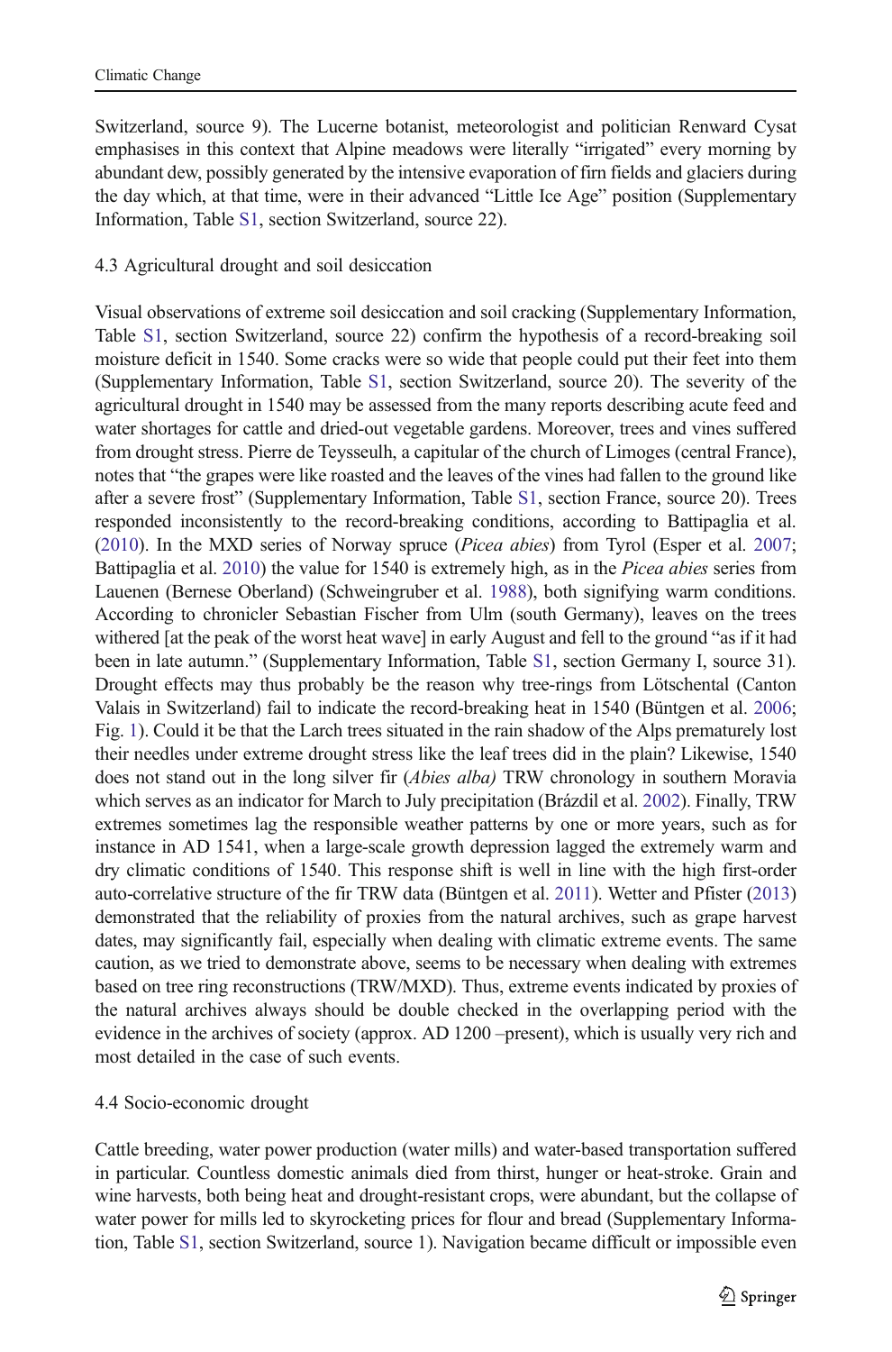Switzerland, source 9). The Lucerne botanist, meteorologist and politician Renward Cysat emphasises in this context that Alpine meadows were literally "irrigated" every morning by abundant dew, possibly generated by the intensive evaporation of firn fields and glaciers during the day which, at that time, were in their advanced "Little Ice Age" position (Supplementary Information, Table S1, section Switzerland, source 22).

### 4.3 Agricultural drought and soil desiccation

Visual observations of extreme soil desiccation and soil cracking (Supplementary Information, Table S1, section Switzerland, source 22) confirm the hypothesis of a record-breaking soil moisture deficit in 1540. Some cracks were so wide that people could put their feet into them (Supplementary Information, Table S1, section Switzerland, source 20). The severity of the agricultural drought in 1540 may be assessed from the many reports describing acute feed and water shortages for cattle and dried-out vegetable gardens. Moreover, trees and vines suffered from drought stress. Pierre de Teysseulh, a capitular of the church of Limoges (central France), notes that "the grapes were like roasted and the leaves of the vines had fallen to the ground like after a severe frost" (Supplementary Information, Table S1, section France, source 20). Trees responded inconsistently to the record-breaking conditions, according to Battipaglia et al. (2010). In the MXD series of Norway spruce (*Picea abies*) from Tyrol (Esper et al. 2007; Battipaglia et al. 2010) the value for 1540 is extremely high, as in the *Picea abies* series from Lauenen (Bernese Oberland) (Schweingruber et al. 1988), both signifying warm conditions. According to chronicler Sebastian Fischer from Ulm (south Germany), leaves on the trees withered [at the peak of the worst heat wave] in early August and fell to the ground "as if it had been in late autumn." (Supplementary Information, Table S1, section Germany I, source 31). Drought effects may thus probably be the reason why tree-rings from Lötschental (Canton Valais in Switzerland) fail to indicate the record-breaking heat in 1540 (Büntgen et al. 2006; Fig. 1). Could it be that the Larch trees situated in the rain shadow of the Alps prematurely lost their needles under extreme drought stress like the leaf trees did in the plain? Likewise, 1540 does not stand out in the long silver fir (*Abies alba)* TRW chronology in southern Moravia which serves as an indicator for March to July precipitation (Brázdil et al. 2002). Finally, TRW extremes sometimes lag the responsible weather patterns by one or more years, such as for instance in AD 1541, when a large-scale growth depression lagged the extremely warm and dry climatic conditions of 1540. This response shift is well in line with the high first-order auto-correlative structure of the fir TRW data (Büntgen et al. 2011). Wetter and Pfister (2013) demonstrated that the reliability of proxies from the natural archives, such as grape harvest dates, may significantly fail, especially when dealing with climatic extreme events. The same caution, as we tried to demonstrate above, seems to be necessary when dealing with extremes based on tree ring reconstructions (TRW/MXD). Thus, extreme events indicated by proxies of the natural archives always should be double checked in the overlapping period with the evidence in the archives of society (approx. AD 1200 –present), which is usually very rich and most detailed in the case of such events.

### 4.4 Socio-economic drought

Cattle breeding, water power production (water mills) and water-based transportation suffered in particular. Countless domestic animals died from thirst, hunger or heat-stroke. Grain and wine harvests, both being heat and drought-resistant crops, were abundant, but the collapse of water power for mills led to skyrocketing prices for flour and bread (Supplementary Information, Table S1, section Switzerland, source 1). Navigation became difficult or impossible even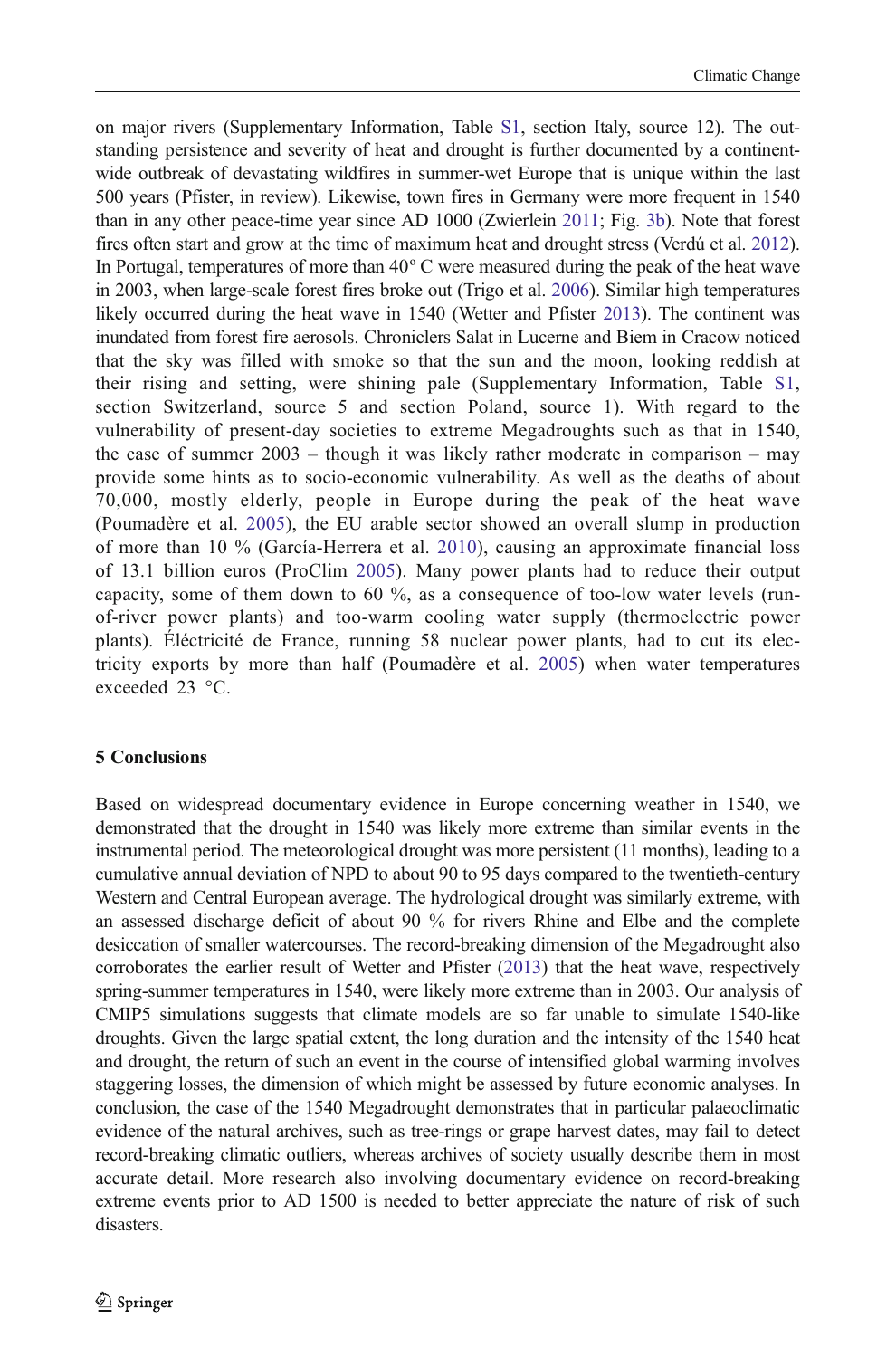on major rivers (Supplementary Information, Table S1, section Italy, source 12). The outstanding persistence and severity of heat and drought is further documented by a continent-wide outbreak of devastating wildfires in summer-wet Europe that is unique within the last 500 years (Pfister, in review). Likewise, town fires in Germany were more frequent in 1540 than in any other peace-time year since AD 1000 (Zwierlein 2011; Fig. 3b). Note that forest fires often start and grow at the time of maximum heat and drought stress (Verdú et al. 2012). In Portugal, temperatures of more than 40º C were measured during the peak of the heat wave in 2003, when large-scale forest fires broke out (Trigo et al. 2006). Similar high temperatures likely occurred during the heat wave in 1540 (Wetter and Pfister 2013). The continent was inundated from forest fire aerosols. Chroniclers Salat in Lucerne and Biem in Cracow noticed that the sky was filled with smoke so that the sun and the moon, looking reddish at their rising and setting, were shining pale (Supplementary Information, Table S1, section Switzerland, source 5 and section Poland, source 1). With regard to the vulnerability of present-day societies to extreme Megadroughts such as that in 1540, the case of summer 2003 – though it was likely rather moderate in comparison – may provide some hints as to socio-economic vulnerability. As well as the deaths of about 70,000, mostly elderly, people in Europe during the peak of the heat wave (Poumadère et al. 2005), the EU arable sector showed an overall slump in production of more than 10 % (García-Herrera et al. 2010), causing an approximate financial loss of 13.1 billion euros (ProClim 2005). Many power plants had to reduce their output capacity, some of them down to 60 %, as a consequence of too-low water levels (run-of-river power plants) and too-warm cooling water supply (thermoelectric power plants). Éléctricité de France, running 58 nuclear power plants, had to cut its electricity exports by more than half (Poumadère et al. 2005) when water temperatures exceeded 23 °C.

## 5 Conclusions

Based on widespread documentary evidence in Europe concerning weather in 1540, we demonstrated that the drought in 1540 was likely more extreme than similar events in the instrumental period. The meteorological drought was more persistent (11 months), leading to a cumulative annual deviation of NPD to about 90 to 95 days compared to the twentieth-century Western and Central European average. The hydrological drought was similarly extreme, with an assessed discharge deficit of about 90 % for rivers Rhine and Elbe and the complete desiccation of smaller watercourses. The record-breaking dimension of the Megadrought also corroborates the earlier result of Wetter and Pfister (2013) that the heat wave, respectively spring-summer temperatures in 1540, were likely more extreme than in 2003. Our analysis of CMIP5 simulations suggests that climate models are so far unable to simulate 1540-like droughts. Given the large spatial extent, the long duration and the intensity of the 1540 heat and drought, the return of such an event in the course of intensified global warming involves staggering losses, the dimension of which might be assessed by future economic analyses. In conclusion, the case of the 1540 Megadrought demonstrates that in particular palaeoclimatic evidence of the natural archives, such as tree-rings or grape harvest dates, may fail to detect record-breaking climatic outliers, whereas archives of society usually describe them in most accurate detail. More research also involving documentary evidence on record-breaking extreme events prior to AD 1500 is needed to better appreciate the nature of risk of such disasters.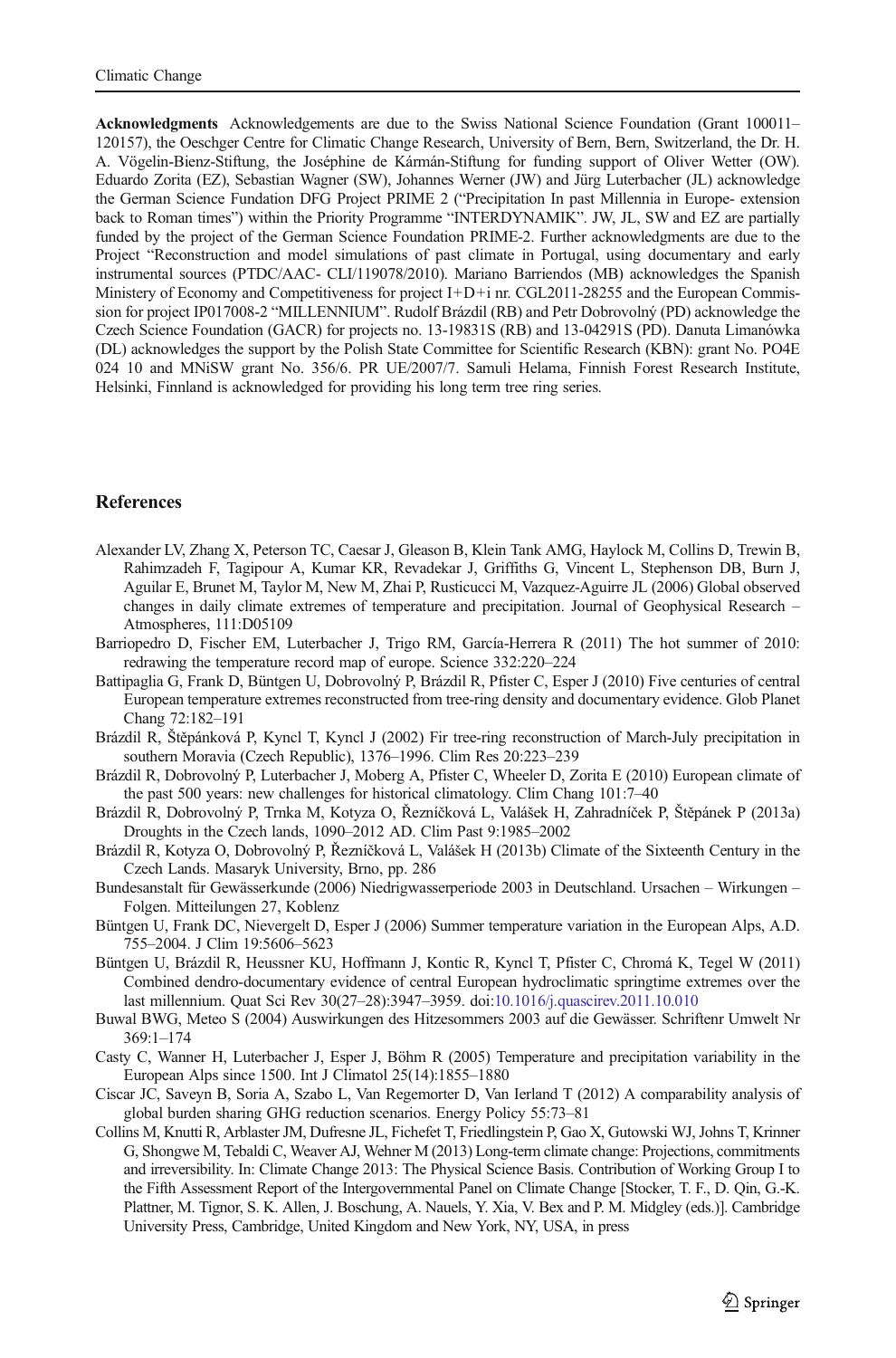**Acknowledgments** Acknowledgements are due to the Swiss National Science Foundation (Grant 100011–120157), the Oeschger Centre for Climatic Change Research, University of Bern, Bern, Switzerland, the Dr. H. A. Vögelin-Bienz-Stiftung, the Joséphine de Kármán-Stiftung for funding support of Oliver Wetter (OW). Eduardo Zorita (EZ), Sebastian Wagner (SW), Johannes Werner (JW) and Jürg Luterbacher (JL) acknowledge the German Science Fundation DFG Project PRIME 2 ("Precipitation In past Millennia in Europe- extension back to Roman times") within the Priority Programme "INTERDYNAMIK". JW, JL, SW and EZ are partially funded by the project of the German Science Foundation PRIME-2. Further acknowledgments are due to the Project "Reconstruction and model simulations of past climate in Portugal, using documentary and early instrumental sources (PTDC/AAC- CLI/119078/2010). Mariano Barriendos (MB) acknowledges the Spanish Ministery of Economy and Competitiveness for project I+D+i nr. CGL2011-28255 and the European Commission for project IP017008-2 "MILLENNIUM". Rudolf Brázdil (RB) and Petr Dobrovolný (PD) acknowledge the Czech Science Foundation (GACR) for projects no. 13-19831S (RB) and 13-04291S (PD). Danuta Limanówka (DL) acknowledges the support by the Polish State Committee for Scientific Research (KBN): grant No. PO4E 024 10 and MNiSW grant No. 356/6. PR UE/2007/7. Samuli Helama, Finnish Forest Research Institute, Helsinki, Finnland is acknowledged for providing his long term tree ring series.

## References

Alexander LV, Zhang X, Peterson TC, Caesar J, Gleason B, Klein Tank AMG, Haylock M, Collins D, Trewin B, Rahimzadeh F, Tagipour A, Kumar KR, Revadekar J, Griffiths G, Vincent L, Stephenson DB, Burn J, Aguilar E, Brunet M, Taylor M, New M, Zhai P, Rusticucci M, Vazquez-Aguirre JL (2006) Global observed changes in daily climate extremes of temperature and precipitation. Journal of Geophysical Research – Atmospheres, 111:D05109

Barriopedro D, Fischer EM, Luterbacher J, Trigo RM, García-Herrera R (2011) The hot summer of 2010: redrawing the temperature record map of europe. Science 332:220–224

Battipaglia G, Frank D, Büntgen U, Dobrovolný P, Brázdil R, Pfister C, Esper J (2010) Five centuries of central European temperature extremes reconstructed from tree-ring density and documentary evidence. Glob Planet Chang 72:182–191

Brázdil R, Štěpánková P, Kyncl T, Kyncl J (2002) Fir tree-ring reconstruction of March-July precipitation in southern Moravia (Czech Republic), 1376–1996. Clim Res 20:223–239

Brázdil R, Dobrovolný P, Luterbacher J, Moberg A, Pfister C, Wheeler D, Zorita E (2010) European climate of the past 500 years: new challenges for historical climatology. Clim Chang 101:7–40

Brázdil R, Dobrovolný P, Trnka M, Kotyza O, Řezníčková L, Valášek H, Zahradníček P, Štěpánek P (2013a) Droughts in the Czech lands, 1090–2012 AD. Clim Past 9:1985–2002

Brázdil R, Kotyza O, Dobrovolný P, Řezníčková L, Valášek H (2013b) Climate of the Sixteenth Century in the Czech Lands. Masaryk University, Brno, pp. 286

Bundesanstalt für Gewässerkunde (2006) Niedrigwasserperiode 2003 in Deutschland. Ursachen – Wirkungen – Folgen. Mitteilungen 27, Koblenz

Büntgen U, Frank DC, Nievergelt D, Esper J (2006) Summer temperature variation in the European Alps, A.D. 755–2004. J Clim 19:5606–5623

Büntgen U, Brázdil R, Heussner KU, Hoffmann J, Kontic R, Kyncl T, Pfister C, Chromá K, Tegel W (2011) Combined dendro-documentary evidence of central European hydroclimatic springtime extremes over the last millennium. Quat Sci Rev 30(27–28):3947–3959. doi:10.1016/j.quascirev.2011.10.010

Buwal BWG, Meteo S (2004) Auswirkungen des Hitzesommers 2003 auf die Gewässer. Schriftenr Umwelt Nr 369:1–174

Casty C, Wanner H, Luterbacher J, Esper J, Böhm R (2005) Temperature and precipitation variability in the European Alps since 1500. Int J Climatol 25(14):1855–1880

Ciscar JC, Saveyn B, Soria A, Szabo L, Van Regemorter D, Van Ierland T (2012) A comparability analysis of global burden sharing GHG reduction scenarios. Energy Policy 55:73–81

Collins M, Knutti R, Arblaster JM, Dufresne JL, Fichefet T, Friedlingstein P, Gao X, Gutowski WJ, Johns T, Krinner G, Shongwe M, Tebaldi C, Weaver AJ, Wehner M (2013) Long-term climate change: Projections, commitments and irreversibility. In: Climate Change 2013: The Physical Science Basis. Contribution of Working Group I to the Fifth Assessment Report of the Intergovernmental Panel on Climate Change [Stocker, T. F., D. Qin, G.-K. Plattner, M. Tignor, S. K. Allen, J. Boschung, A. Nauels, Y. Xia, V. Bex and P. M. Midgley (eds.)]. Cambridge University Press, Cambridge, United Kingdom and New York, NY, USA, in press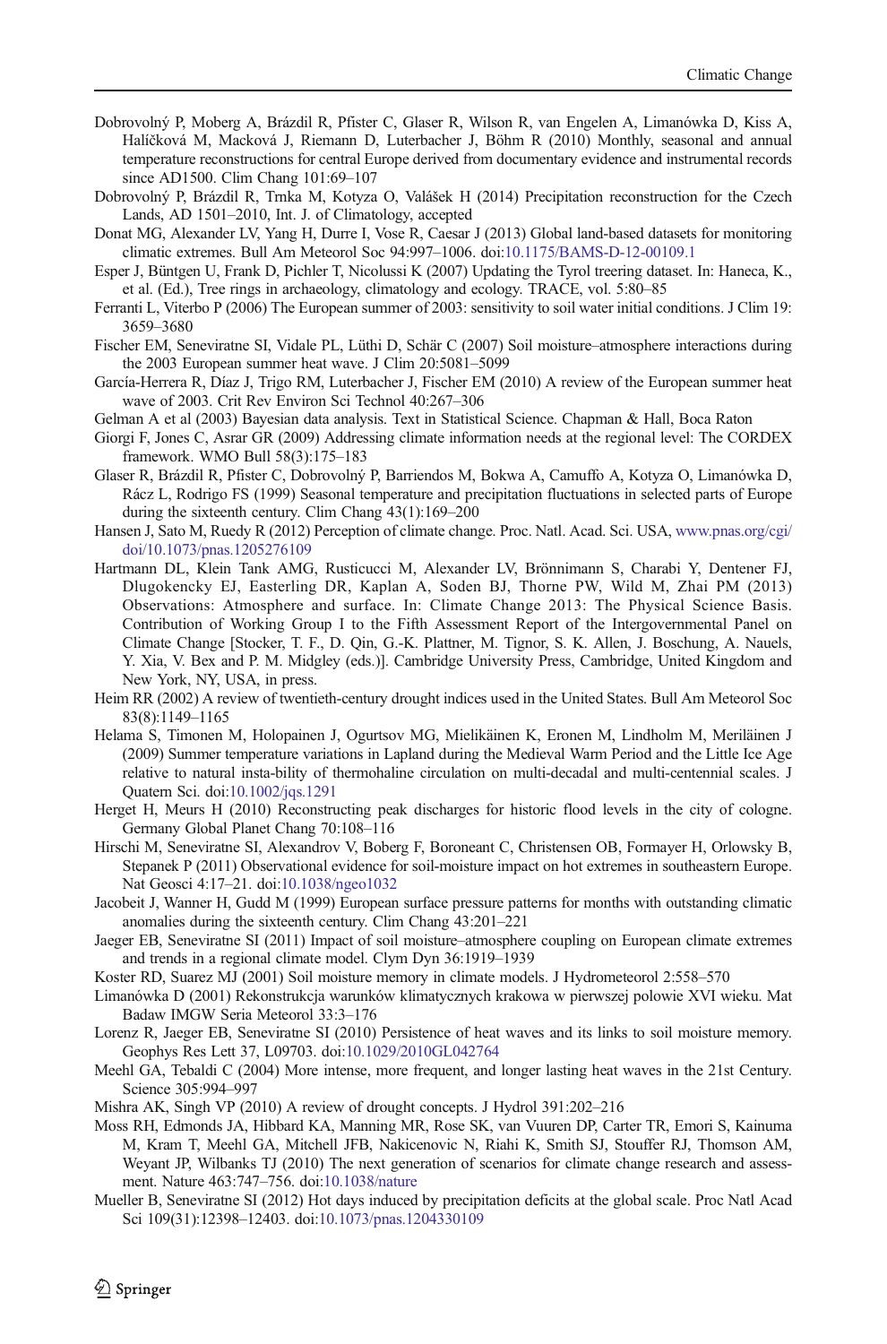Dobrovolný P, Moberg A, Brázdil R, Pfister C, Glaser R, Wilson R, van Engelen A, Limanówka D, Kiss A, Halíčková M, Macková J, Riemann D, Luterbacher J, Böhm R (2010) Monthly, seasonal and annual temperature reconstructions for central Europe derived from documentary evidence and instrumental records since AD1500. Clim Chang 101:69–107

Dobrovolný P, Brázdil R, Trnka M, Kotyza O, Valášek H (2014) Precipitation reconstruction for the Czech Lands, AD 1501–2010, Int. J. of Climatology, accepted

Donat MG, Alexander LV, Yang H, Durre I, Vose R, Caesar J (2013) Global land-based datasets for monitoring climatic extremes. Bull Am Meteorol Soc 94:997–1006. doi:10.1175/BAMS-D-12-00109.1

Esper J, Büntgen U, Frank D, Pichler T, Nicolussi K (2007) Updating the Tyrol treering dataset. In: Haneca, K., et al. (Ed.), Tree rings in archaeology, climatology and ecology. TRACE, vol. 5:80–85

Ferranti L, Viterbo P (2006) The European summer of 2003: sensitivity to soil water initial conditions. J Clim 19: 3659–3680

Fischer EM, Seneviratne SI, Vidale PL, Lüthi D, Schär C (2007) Soil moisture–atmosphere interactions during the 2003 European summer heat wave. J Clim 20:5081–5099

García-Herrera R, Díaz J, Trigo RM, Luterbacher J, Fischer EM (2010) A review of the European summer heat wave of 2003. Crit Rev Environ Sci Technol 40:267–306

Gelman A et al (2003) Bayesian data analysis. Text in Statistical Science. Chapman & Hall, Boca Raton

Giorgi F, Jones C, Asrar GR (2009) Addressing climate information needs at the regional level: The CORDEX framework. WMO Bull 58(3):175–183

Glaser R, Brázdil R, Pfister C, Dobrovolný P, Barriendos M, Bokwa A, Camuffo A, Kotyza O, Limanówka D, Rácz L, Rodrigo FS (1999) Seasonal temperature and precipitation fluctuations in selected parts of Europe during the sixteenth century. Clim Chang 43(1):169–200

Hansen J, Sato M, Ruedy R (2012) Perception of climate change. Proc. Natl. Acad. Sci. USA, www.pnas.org/cgi/doi/10.1073/pnas.1205276109

Hartmann DL, Klein Tank AMG, Rusticucci M, Alexander LV, Brönnimann S, Charabi Y, Dentener FJ, Dlugokencky EJ, Easterling DR, Kaplan A, Soden BJ, Thorne PW, Wild M, Zhai PM (2013) Observations: Atmosphere and surface. In: Climate Change 2013: The Physical Science Basis. Contribution of Working Group I to the Fifth Assessment Report of the Intergovernmental Panel on Climate Change [Stocker, T. F., D. Qin, G.-K. Plattner, M. Tignor, S. K. Allen, J. Boschung, A. Nauels, Y. Xia, V. Bex and P. M. Midgley (eds.)]. Cambridge University Press, Cambridge, United Kingdom and New York, NY, USA, in press.

Heim RR (2002) A review of twentieth-century drought indices used in the United States. Bull Am Meteorol Soc 83(8):1149–1165

Helama S, Timonen M, Holopainen J, Ogurtsov MG, Mielikäinen K, Eronen M, Lindholm M, Meriläinen J (2009) Summer temperature variations in Lapland during the Medieval Warm Period and the Little Ice Age relative to natural insta-bility of thermohaline circulation on multi-decadal and multi-centennial scales. J Quatern Sci. doi:10.1002/jqs.1291

Herget H, Meurs H (2010) Reconstructing peak discharges for historic flood levels in the city of cologne. Germany Global Planet Chang 70:108–116

Hirschi M, Seneviratne SI, Alexandrov V, Boberg F, Boroneant C, Christensen OB, Formayer H, Orlowsky B, Stepanek P (2011) Observational evidence for soil-moisture impact on hot extremes in southeastern Europe. Nat Geosci 4:17–21. doi:10.1038/ngeo1032

Jacobeit J, Wanner H, Gudd M (1999) European surface pressure patterns for months with outstanding climatic anomalies during the sixteenth century. Clim Chang 43:201–221

Jaeger EB, Seneviratne SI (2011) Impact of soil moisture–atmosphere coupling on European climate extremes and trends in a regional climate model. Clym Dyn 36:1919–1939

Koster RD, Suarez MJ (2001) Soil moisture memory in climate models. J Hydrometeorol 2:558–570

Limanówka D (2001) Rekonstrukcja warunków klimatycznych krakowa w pierwszej polowie XVI wieku. Mat Badaw IMGW Seria Meteorol 33:3–176

Lorenz R, Jaeger EB, Seneviratne SI (2010) Persistence of heat waves and its links to soil moisture memory. Geophys Res Lett 37, L09703. doi:10.1029/2010GL042764

Meehl GA, Tebaldi C (2004) More intense, more frequent, and longer lasting heat waves in the 21st Century. Science 305:994–997

Mishra AK, Singh VP (2010) A review of drought concepts. J Hydrol 391:202–216

Moss RH, Edmonds JA, Hibbard KA, Manning MR, Rose SK, van Vuuren DP, Carter TR, Emori S, Kainuma M, Kram T, Meehl GA, Mitchell JFB, Nakicenovic N, Riahi K, Smith SJ, Stouffer RJ, Thomson AM, Weyant JP, Wilbanks TJ (2010) The next generation of scenarios for climate change research and assessment. Nature 463:747–756. doi:10.1038/nature

Mueller B, Seneviratne SI (2012) Hot days induced by precipitation deficits at the global scale. Proc Natl Acad Sci 109(31):12398–12403. doi:10.1073/pnas.1204330109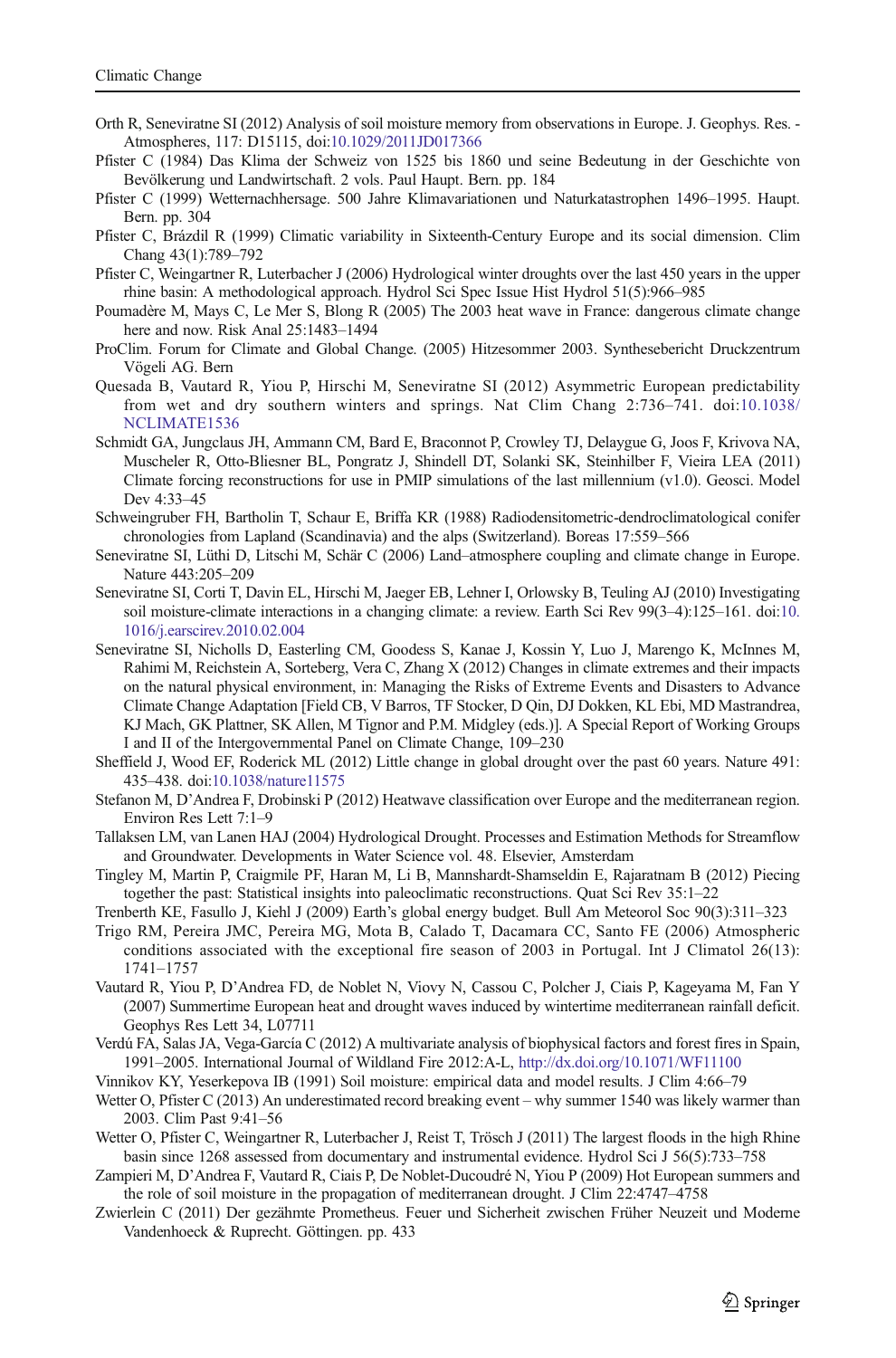Orth R, Seneviratne SI (2012) Analysis of soil moisture memory from observations in Europe. J. Geophys. Res. - Atmospheres, 117: D15115, doi:10.1029/2011JD017366

Pfister C (1984) Das Klima der Schweiz von 1525 bis 1860 und seine Bedeutung in der Geschichte von Bevölkerung und Landwirtschaft. 2 vols. Paul Haupt. Bern. pp. 184

Pfister C (1999) Wetternachhersage. 500 Jahre Klimavariationen und Naturkatastrophen 1496–1995. Haupt. Bern. pp. 304

Pfister C, Brázdil R (1999) Climatic variability in Sixteenth-Century Europe and its social dimension. Clim Chang 43(1):789–792

Pfister C, Weingartner R, Luterbacher J (2006) Hydrological winter droughts over the last 450 years in the upper rhine basin: A methodological approach. Hydrol Sci Spec Issue Hist Hydrol 51(5):966–985

Poumadère M, Mays C, Le Mer S, Blong R (2005) The 2003 heat wave in France: dangerous climate change here and now. Risk Anal 25:1483–1494

ProClim. Forum for Climate and Global Change. (2005) Hitzesommer 2003. Synthesebericht Druckzentrum Vögeli AG. Bern

Quesada B, Vautard R, Yiou P, Hirschi M, Seneviratne SI (2012) Asymmetric European predictability from wet and dry southern winters and springs. Nat Clim Chang 2:736–741. doi:10.1038/NCLIMATE1536

Schmidt GA, Jungclaus JH, Ammann CM, Bard E, Braconnot P, Crowley TJ, Delaygue G, Joos F, Krivova NA, Muscheler R, Otto-Bliesner BL, Pongratz J, Shindell DT, Solanki SK, Steinhilber F, Vieira LEA (2011) Climate forcing reconstructions for use in PMIP simulations of the last millennium (v1.0). Geosci. Model Dev 4:33–45

Schweingruber FH, Bartholin T, Schaur E, Briffa KR (1988) Radiodensitometric-dendroclimatological conifer chronologies from Lapland (Scandinavia) and the alps (Switzerland). Boreas 17:559–566

Seneviratne SI, Lüthi D, Litschi M, Schär C (2006) Land–atmosphere coupling and climate change in Europe. Nature 443:205–209

Seneviratne SI, Corti T, Davin EL, Hirschi M, Jaeger EB, Lehner I, Orlowsky B, Teuling AJ (2010) Investigating soil moisture-climate interactions in a changing climate: a review. Earth Sci Rev 99(3–4):125–161. doi:10.1016/j.earscirev.2010.02.004

Seneviratne SI, Nicholls D, Easterling CM, Goodess S, Kanae J, Kossin Y, Luo J, Marengo K, McInnes M, Rahimi M, Reichstein A, Sorteberg, Vera C, Zhang X (2012) Changes in climate extremes and their impacts on the natural physical environment, in: Managing the Risks of Extreme Events and Disasters to Advance Climate Change Adaptation [Field CB, V Barros, TF Stocker, D Qin, DJ Dokken, KL Ebi, MD Mastrandrea, KJ Mach, GK Plattner, SK Allen, M Tignor and P.M. Midgley (eds.)]. A Special Report of Working Groups I and II of the Intergovernmental Panel on Climate Change, 109–230

Sheffield J, Wood EF, Roderick ML (2012) Little change in global drought over the past 60 years. Nature 491: 435–438. doi:10.1038/nature11575

Stefanon M, D'Andrea F, Drobinski P (2012) Heatwave classification over Europe and the mediterranean region. Environ Res Lett 7:1–9

Tallaksen LM, van Lanen HAJ (2004) Hydrological Drought. Processes and Estimation Methods for Streamflow and Groundwater. Developments in Water Science vol. 48. Elsevier, Amsterdam

Tingley M, Martin P, Craigmile PF, Haran M, Li B, Mannshardt-Shamseldin E, Rajaratnam B (2012) Piecing together the past: Statistical insights into paleoclimatic reconstructions. Quat Sci Rev 35:1–22

Trenberth KE, Fasullo J, Kiehl J (2009) Earth's global energy budget. Bull Am Meteorol Soc 90(3):311–323

Trigo RM, Pereira JMC, Pereira MG, Mota B, Calado T, Dacamara CC, Santo FE (2006) Atmospheric conditions associated with the exceptional fire season of 2003 in Portugal. Int J Climatol 26(13): 1741–1757

Vautard R, Yiou P, D'Andrea FD, de Noblet N, Viovy N, Cassou C, Polcher J, Ciais P, Kageyama M, Fan Y (2007) Summertime European heat and drought waves induced by wintertime mediterranean rainfall deficit. Geophys Res Lett 34, L07711

Verdú FA, Salas JA, Vega-García C (2012) A multivariate analysis of biophysical factors and forest fires in Spain, 1991–2005. International Journal of Wildland Fire 2012:A-L, http://dx.doi.org/10.1071/WF11100

Vinnikov KY, Yeserkepova IB (1991) Soil moisture: empirical data and model results. J Clim 4:66–79

Wetter O, Pfister C (2013) An underestimated record breaking event – why summer 1540 was likely warmer than 2003. Clim Past 9:41–56

Wetter O, Pfister C, Weingartner R, Luterbacher J, Reist T, Trösch J (2011) The largest floods in the high Rhine basin since 1268 assessed from documentary and instrumental evidence. Hydrol Sci J 56(5):733–758

Zampieri M, D'Andrea F, Vautard R, Ciais P, De Noblet-Ducoudré N, Yiou P (2009) Hot European summers and the role of soil moisture in the propagation of mediterranean drought. J Clim 22:4747–4758

Zwierlein C (2011) Der gezähmte Prometheus. Feuer und Sicherheit zwischen Früher Neuzeit und Moderne Vandenhoeck & Ruprecht. Göttingen. pp. 433